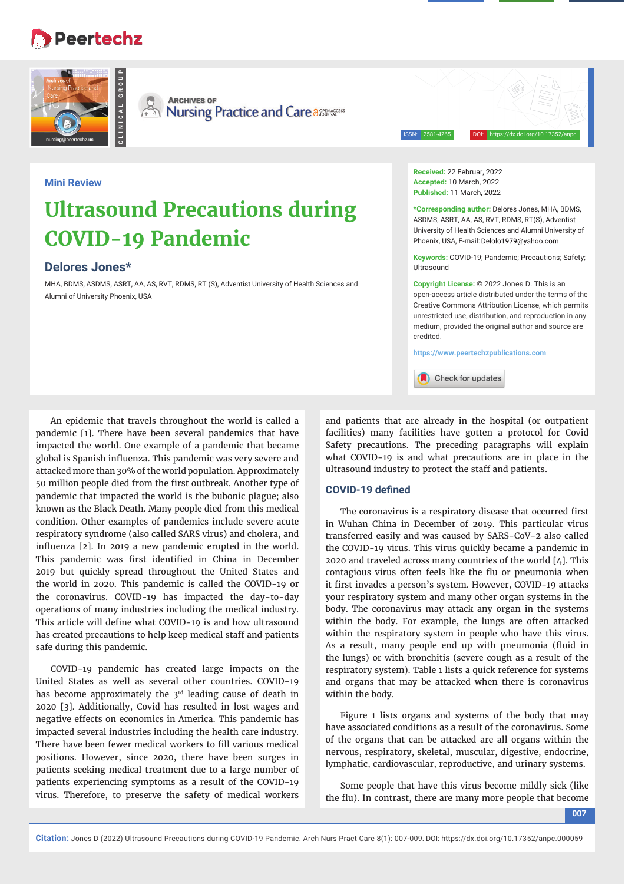Mini Review

# Ultrasound Precautions during COVID-19 Pandemic

## Delores Jones*

MHA, BDMS, ASDMS, ASRT, AA, AS, RVT, RDMS, RT (S), Adventist University of Health Sciences and Alumni of University Phoenix, USA

**Received:** 22 Februar, 2022
**Accepted:** 10 March, 2022
**Published:** 11 March, 2022

***Corresponding author:** Delores Jones, MHA, BDMS, ASDMS, ASRT, AA, AS, RVT, RDMS, RT(S), Adventist University of Health Sciences and Alumni University of Phoenix, USA, E-mail: Delolo1979@yahoo.com

**Keywords:** COVID-19; Pandemic; Precautions; Safety; Ultrasound

**Copyright License:** © 2022 Jones D. This is an open-access article distributed under the terms of the Creative Commons Attribution License, which permits unrestricted use, distribution, and reproduction in any medium, provided the original author and source are credited.

https://www.peertechzpublications.com

An epidemic that travels throughout the world is called a pandemic [1]. There have been several pandemics that have impacted the world. One example of a pandemic that became global is Spanish influenza. This pandemic was very severe and attacked more than 30% of the world population. Approximately 50 million people died from the first outbreak. Another type of pandemic that impacted the world is the bubonic plague; also known as the Black Death. Many people died from this medical condition. Other examples of pandemics include severe acute respiratory syndrome (also called SARS virus) and cholera, and influenza [2]. In 2019 a new pandemic erupted in the world. This pandemic was first identified in China in December 2019 but quickly spread throughout the United States and the world in 2020. This pandemic is called the COVID-19 or the coronavirus. COVID-19 has impacted the day-to-day operations of many industries including the medical industry. This article will define what COVID-19 is and how ultrasound has created precautions to help keep medical staff and patients safe during this pandemic.

COVID-19 pandemic has created large impacts on the United States as well as several other countries. COVID-19 has become approximately the 3rd leading cause of death in 2020 [3]. Additionally, Covid has resulted in lost wages and negative effects on economics in America. This pandemic has impacted several industries including the health care industry. There have been fewer medical workers to fill various medical positions. However, since 2020, there have been surges in patients seeking medical treatment due to a large number of patients experiencing symptoms as a result of the COVID-19 virus. Therefore, to preserve the safety of medical workers and patients that are already in the hospital (or outpatient facilities) many facilities have gotten a protocol for Covid Safety precautions. The preceding paragraphs will explain what COVID-19 is and what precautions are in place in the ultrasound industry to protect the staff and patients.

## COVID-19 defined

The coronavirus is a respiratory disease that occurred first in Wuhan China in December of 2019. This particular virus transferred easily and was caused by SARS-CoV-2 also called the COVID-19 virus. This virus quickly became a pandemic in 2020 and traveled across many countries of the world [4]. This contagious virus often feels like the flu or pneumonia when it first invades a person's system. However, COVID-19 attacks your respiratory system and many other organ systems in the body. The coronavirus may attack any organ in the systems within the body. For example, the lungs are often attacked within the respiratory system in people who have this virus. As a result, many people end up with pneumonia (fluid in the lungs) or with bronchitis (severe cough as a result of the respiratory system). Table 1 lists a quick reference for systems and organs that may be attacked when there is coronavirus within the body.

Figure 1 lists organs and systems of the body that may have associated conditions as a result of the coronavirus. Some of the organs that can be attacked are all organs within the nervous, respiratory, skeletal, muscular, digestive, endocrine, lymphatic, cardiovascular, reproductive, and urinary systems.

Some people that have this virus become mildly sick (like the flu). In contrast, there are many more people that become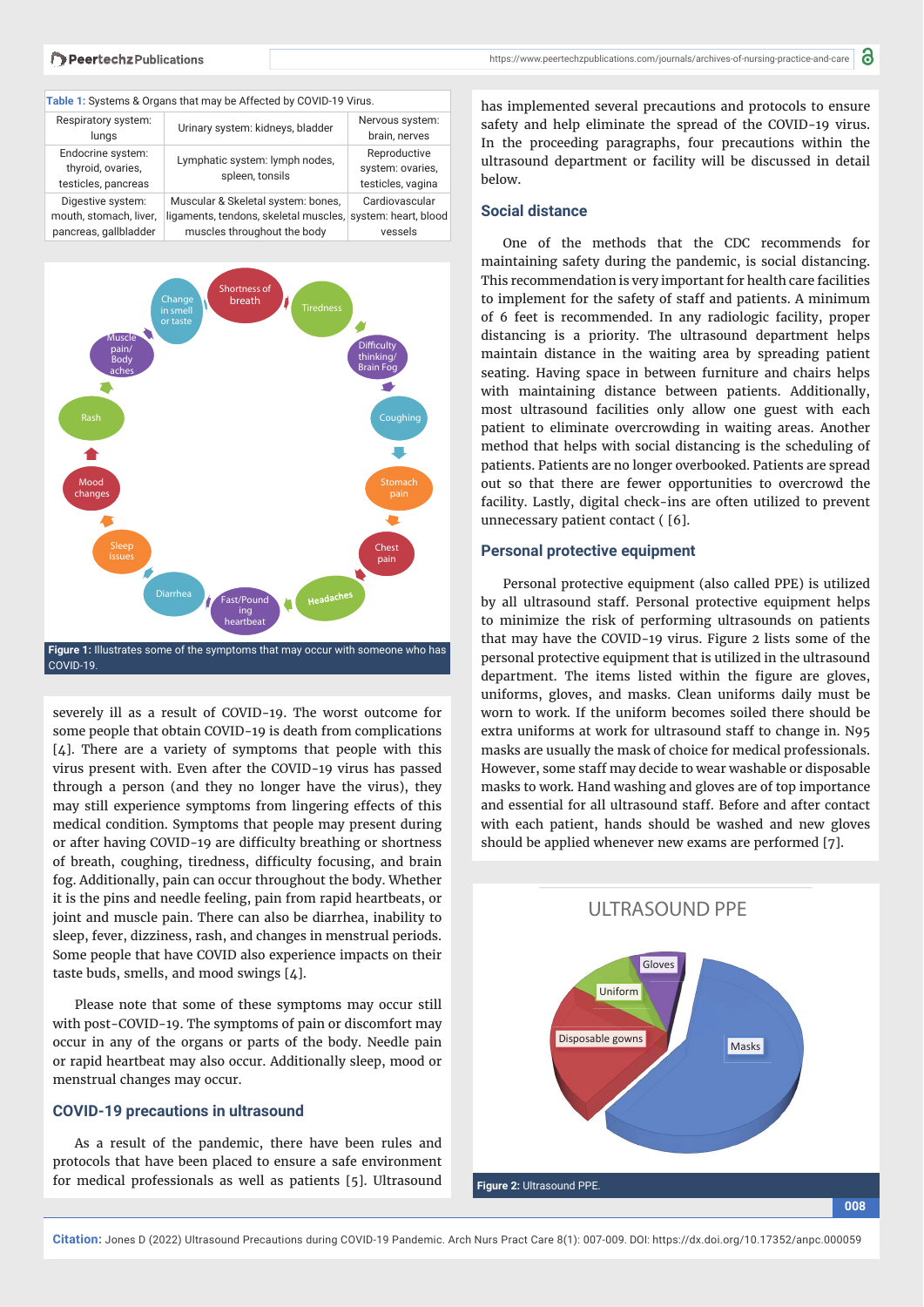**Table 1:** Systems & Organs that may be Affected by COVID-19 Virus.

| Respiratory system: lungs | Urinary system: kidneys, bladder | Nervous system: brain, nerves |
|---|---|---|
| Endocrine system: thyroid, ovaries, testicles, pancreas | Lymphatic system: lymph nodes, spleen, tonsils | Reproductive system: ovaries, testicles, vagina |
| Digestive system: mouth, stomach, liver, pancreas, gallbladder | Muscular & Skeletal system: bones, ligaments, tendons, skeletal muscles, muscles throughout the body | Cardiovascular system: heart, blood vessels |

**Figure 1:** Illustrates some of the symptoms that may occur with someone who has COVID-19.

severely ill as a result of COVID-19. The worst outcome for some people that obtain COVID-19 is death from complications [4]. There are a variety of symptoms that people with this virus present with. Even after the COVID-19 virus has passed through a person (and they no longer have the virus), they may still experience symptoms from lingering effects of this medical condition. Symptoms that people may present during or after having COVID-19 are difficulty breathing or shortness of breath, coughing, tiredness, difficulty focusing, and brain fog. Additionally, pain can occur throughout the body. Whether it is the pins and needle feeling, pain from rapid heartbeats, or joint and muscle pain. There can also be diarrhea, inability to sleep, fever, dizziness, rash, and changes in menstrual periods. Some people that have COVID also experience impacts on their taste buds, smells, and mood swings [4].

Please note that some of these symptoms may occur still with post-COVID-19. The symptoms of pain or discomfort may occur in any of the organs or parts of the body. Needle pain or rapid heartbeat may also occur. Additionally sleep, mood or menstrual changes may occur.

## COVID-19 precautions in ultrasound

As a result of the pandemic, there have been rules and protocols that have been placed to ensure a safe environment for medical professionals as well as patients [5]. Ultrasound has implemented several precautions and protocols to ensure safety and help eliminate the spread of the COVID-19 virus. In the proceeding paragraphs, four precautions within the ultrasound department or facility will be discussed in detail below.

## Social distance

One of the methods that the CDC recommends for maintaining safety during the pandemic, is social distancing. This recommendation is very important for health care facilities to implement for the safety of staff and patients. A minimum of 6 feet is recommended. In any radiologic facility, proper distancing is a priority. The ultrasound department helps maintain distance in the waiting area by spreading patient seating. Having space in between furniture and chairs helps with maintaining distance between patients. Additionally, most ultrasound facilities only allow one guest with each patient to eliminate overcrowding in waiting areas. Another method that helps with social distancing is the scheduling of patients. Patients are no longer overbooked. Patients are spread out so that there are fewer opportunities to overcrowd the facility. Lastly, digital check-ins are often utilized to prevent unnecessary patient contact ( [6].

## Personal protective equipment

Personal protective equipment (also called PPE) is utilized by all ultrasound staff. Personal protective equipment helps to minimize the risk of performing ultrasounds on patients that may have the COVID-19 virus. Figure 2 lists some of the personal protective equipment that is utilized in the ultrasound department. The items listed within the figure are gloves, uniforms, gloves, and masks. Clean uniforms daily must be worn to work. If the uniform becomes soiled there should be extra uniforms at work for ultrasound staff to change in. N95 masks are usually the mask of choice for medical professionals. However, some staff may decide to wear washable or disposable masks to work. Hand washing and gloves are of top importance and essential for all ultrasound staff. Before and after contact with each patient, hands should be washed and new gloves should be applied whenever new exams are performed [7].

**Figure 2:** Ultrasound PPE.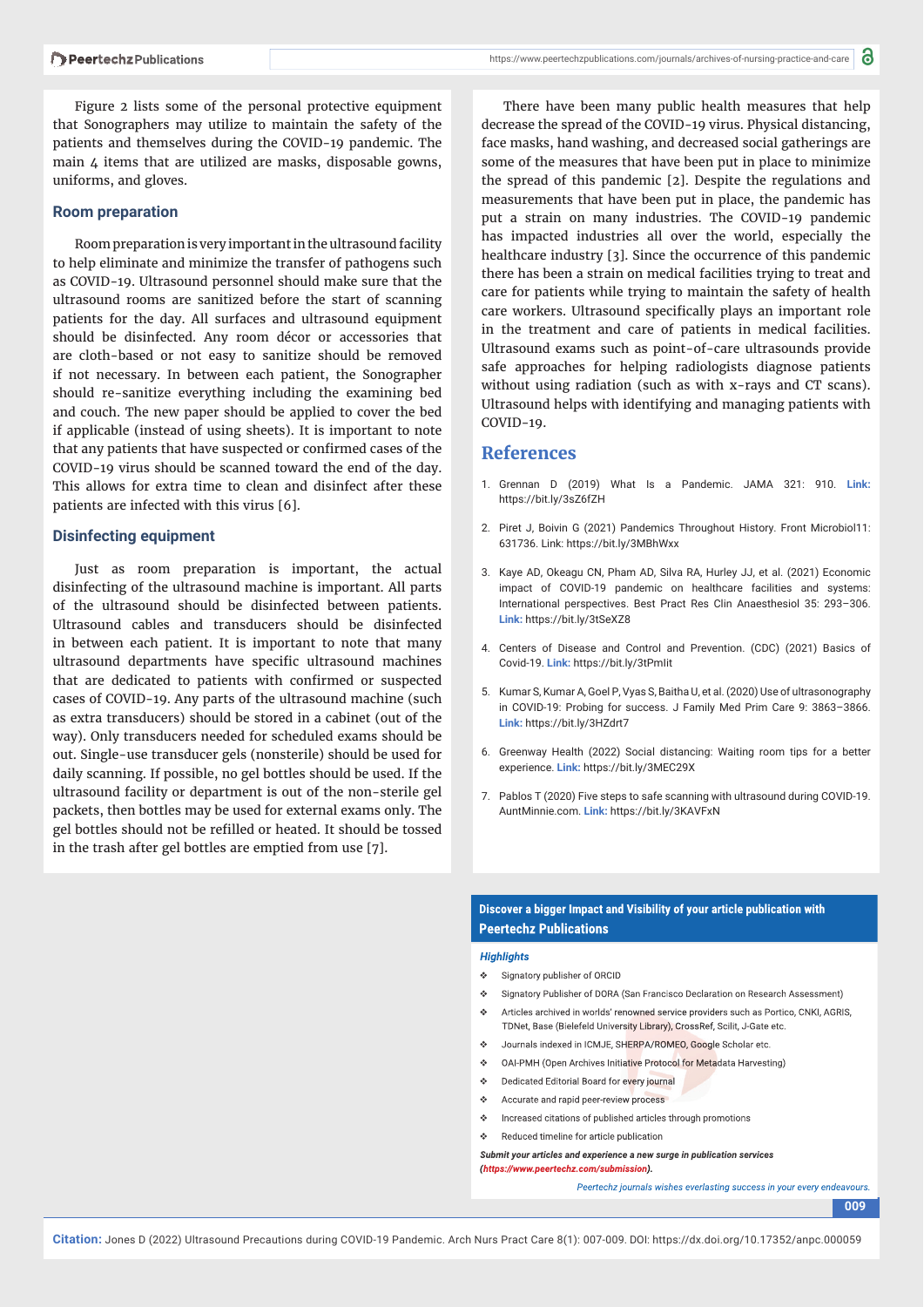Figure 2 lists some of the personal protective equipment that Sonographers may utilize to maintain the safety of the patients and themselves during the COVID-19 pandemic. The main 4 items that are utilized are masks, disposable gowns, uniforms, and gloves.

## Room preparation

Room preparation is very important in the ultrasound facility to help eliminate and minimize the transfer of pathogens such as COVID-19. Ultrasound personnel should make sure that the ultrasound rooms are sanitized before the start of scanning patients for the day. All surfaces and ultrasound equipment should be disinfected. Any room décor or accessories that are cloth-based or not easy to sanitize should be removed if not necessary. In between each patient, the Sonographer should re-sanitize everything including the examining bed and couch. The new paper should be applied to cover the bed if applicable (instead of using sheets). It is important to note that any patients that have suspected or confirmed cases of the COVID-19 virus should be scanned toward the end of the day. This allows for extra time to clean and disinfect after these patients are infected with this virus [6].

## Disinfecting equipment

Just as room preparation is important, the actual disinfecting of the ultrasound machine is important. All parts of the ultrasound should be disinfected between patients. Ultrasound cables and transducers should be disinfected in between each patient. It is important to note that many ultrasound departments have specific ultrasound machines that are dedicated to patients with confirmed or suspected cases of COVID-19. Any parts of the ultrasound machine (such as extra transducers) should be stored in a cabinet (out of the way). Only transducers needed for scheduled exams should be out. Single-use transducer gels (nonsterile) should be used for daily scanning. If possible, no gel bottles should be used. If the ultrasound facility or department is out of the non-sterile gel packets, then bottles may be used for external exams only. The gel bottles should not be refilled or heated. It should be tossed in the trash after gel bottles are emptied from use [7].

There have been many public health measures that help decrease the spread of the COVID-19 virus. Physical distancing, face masks, hand washing, and decreased social gatherings are some of the measures that have been put in place to minimize the spread of this pandemic [2]. Despite the regulations and measurements that have been put in place, the pandemic has put a strain on many industries. The COVID-19 pandemic has impacted industries all over the world, especially the healthcare industry [3]. Since the occurrence of this pandemic there has been a strain on medical facilities trying to treat and care for patients while trying to maintain the safety of health care workers. Ultrasound specifically plays an important role in the treatment and care of patients in medical facilities. Ultrasound exams such as point-of-care ultrasounds provide safe approaches for helping radiologists diagnose patients without using radiation (such as with x-rays and CT scans). Ultrasound helps with identifying and managing patients with COVID-19.

## References

1. Grennan D (2019) What Is a Pandemic. JAMA 321: 910. **Link:** https://bit.ly/3sZ6fZH
2. Piret J, Boivin G (2021) Pandemics Throughout History. Front Microbiol11: 631736. Link: https://bit.ly/3MBhWxx
3. Kaye AD, Okeagu CN, Pham AD, Silva RA, Hurley JJ, et al. (2021) Economic impact of COVID-19 pandemic on healthcare facilities and systems: International perspectives. Best Pract Res Clin Anaesthesiol 35: 293–306. **Link:** https://bit.ly/3tSeXZ8
4. Centers of Disease and Control and Prevention. (CDC) (2021) Basics of Covid-19. **Link:** https://bit.ly/3tPmlit
5. Kumar S, Kumar A, Goel P, Vyas S, Baitha U, et al. (2020) Use of ultrasonography in COVID-19: Probing for success. J Family Med Prim Care 9: 3863–3866. **Link:** https://bit.ly/3HZdrt7
6. Greenway Health (2022) Social distancing: Waiting room tips for a better experience. **Link:** https://bit.ly/3MEC29X
7. Pablos T (2020) Five steps to safe scanning with ultrasound during COVID-19. AuntMinnie.com. **Link:** https://bit.ly/3KAVFxN

**Discover a bigger Impact and Visibility of your article publication with Peertechz Publications**

***Highlights***

- Signatory publisher of ORCID
- Signatory Publisher of DORA (San Francisco Declaration on Research Assessment)
- Articles archived in worlds' renowned service providers such as Portico, CNKI, AGRIS, TDNet, Base (Bielefeld University Library), CrossRef, Scilit, J-Gate etc.
- Journals indexed in ICMJE, SHERPA/ROMEO, Google Scholar etc.
- OAI-PMH (Open Archives Initiative Protocol for Metadata Harvesting)
- Dedicated Editorial Board for every journal
- Accurate and rapid peer-review process
- Increased citations of published articles through promotions
- Reduced timeline for article publication

***Submit your articles and experience a new surge in publication services (https://www.peertechz.com/submission).***

*Peertechz journals wishes everlasting success in your every endeavours.*

**Citation:** Jones D (2022) Ultrasound Precautions during COVID-19 Pandemic. Arch Nurs Pract Care 8(1): 007-009. DOI: https://dx.doi.org/10.17352/anpc.000059